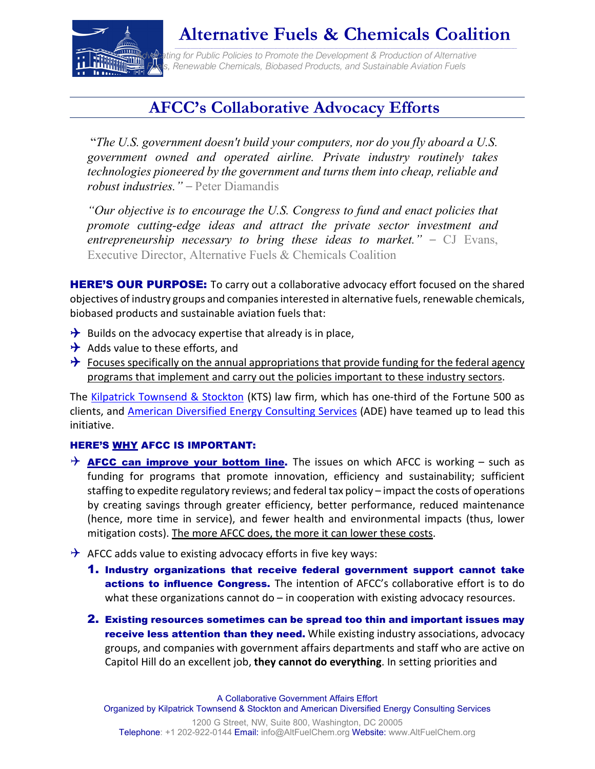# Alternative Fuels & Chemicals Coalition

*Advocating for Public Policies to Promote the Development & Production of Alternative Fuels, Renewable Chemicals, Biobased Products, and Sustainable Aviation Fuels*

## AFCC's Collaborative Advocacy Efforts

"*The U.S. government doesn't build your computers, nor do you fly aboard a U.S. government owned and operated airline. Private industry routinely takes technologies pioneered by the government and turns them into cheap, reliable and robust industries.*" – Peter Diamandis

*"Our objective is to encourage the U.S. Congress to fund and enact policies that promote cutting-edge ideas and attract the private sector investment and entrepreneurship necessary to bring these ideas to market."* – CJ Evans, Executive Director, Alternative Fuels & Chemicals Coalition

**HERE'S OUR PURPOSE:** To carry out a collaborative advocacy effort focused on the shared objectives of industry groups and companies interested in alternative fuels, renewable chemicals, biobased products and sustainable aviation fuels that:

- Builds on the advocacy expertise that already is in place,
- Adds value to these efforts, and
- Focuses specifically on the annual appropriations that provide funding for the federal agency programs that implement and carry out the policies important to these industry sectors.

The Kilpatrick Townsend & Stockton (KTS) law firm, which has one-third of the Fortune 500 as clients, and American Diversified Energy Consulting Services (ADE) have teamed up to lead this initiative.

### HERE'S WHY AFCC IS IMPORTANT:

- **AFCC can improve your bottom line.** The issues on which AFCC is working – such as funding for programs that promote innovation, efficiency and sustainability; sufficient staffing to expedite regulatory reviews; and federal tax policy – impact the costs of operations by creating savings through greater efficiency, better performance, reduced maintenance (hence, more time in service), and fewer health and environmental impacts (thus, lower mitigation costs). The more AFCC does, the more it can lower these costs.
- AFCC adds value to existing advocacy efforts in five key ways:
  1. **Industry organizations that receive federal government support cannot take actions to influence Congress.** The intention of AFCC's collaborative effort is to do what these organizations cannot do – in cooperation with existing advocacy resources.
  2. **Existing resources sometimes can be spread too thin and important issues may receive less attention than they need.** While existing industry associations, advocacy groups, and companies with government affairs departments and staff who are active on Capitol Hill do an excellent job, **they cannot do everything**. In setting priorities and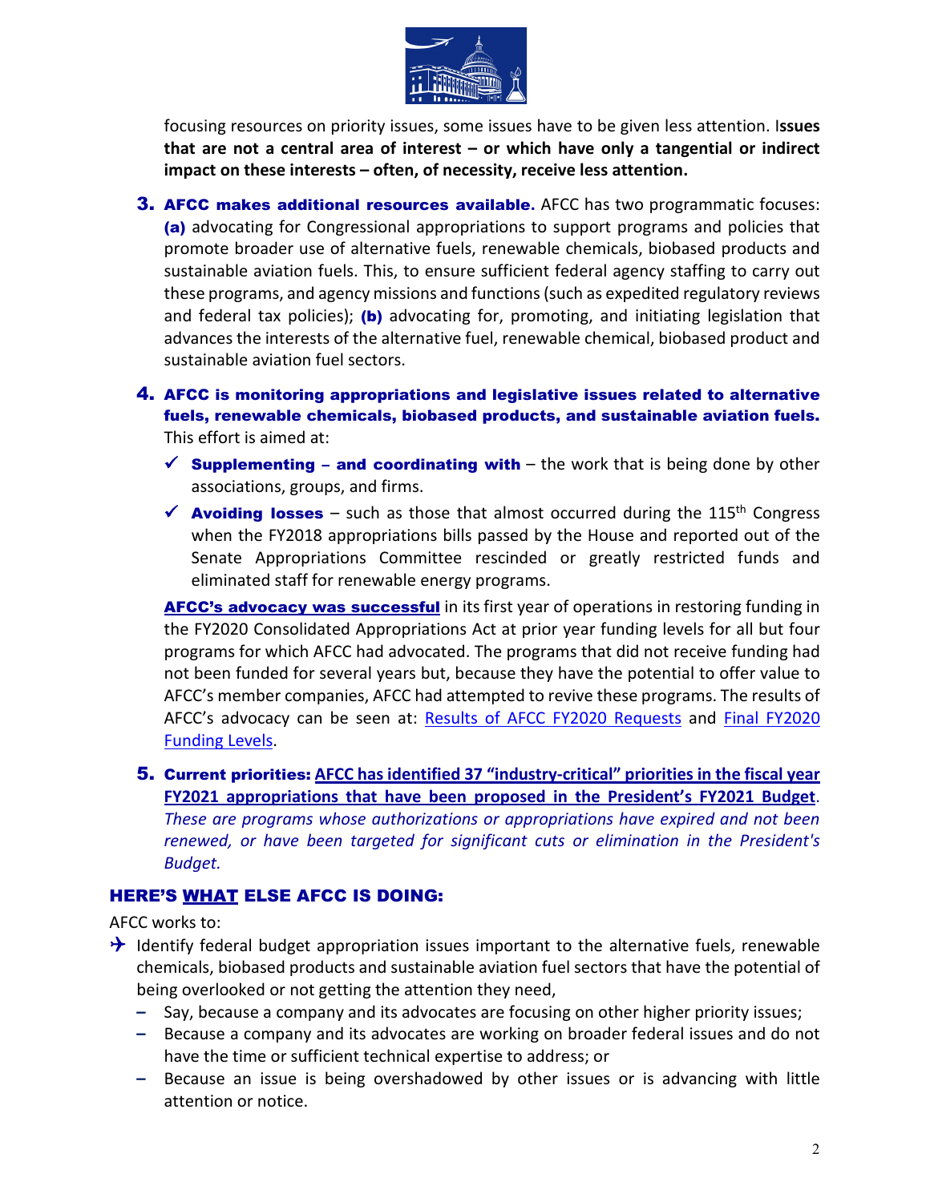focusing resources on priority issues, some issues have to be given less attention. I**ssues that are not a central area of interest – or which have only a tangential or indirect impact on these interests – often, of necessity, receive less attention.**

3. **AFCC makes additional resources available.** AFCC has two programmatic focuses: **(a)** advocating for Congressional appropriations to support programs and policies that promote broader use of alternative fuels, renewable chemicals, biobased products and sustainable aviation fuels. This, to ensure sufficient federal agency staffing to carry out these programs, and agency missions and functions (such as expedited regulatory reviews and federal tax policies); **(b)** advocating for, promoting, and initiating legislation that advances the interests of the alternative fuel, renewable chemical, biobased product and sustainable aviation fuel sectors.

4. **AFCC is monitoring appropriations and legislative issues related to alternative fuels, renewable chemicals, biobased products, and sustainable aviation fuels.** This effort is aimed at:

   - ✓ **Supplementing – and coordinating with** – the work that is being done by other associations, groups, and firms.
   - ✓ **Avoiding losses** – such as those that almost occurred during the 115th Congress when the FY2018 appropriations bills passed by the House and reported out of the Senate Appropriations Committee rescinded or greatly restricted funds and eliminated staff for renewable energy programs.

   **AFCC's advocacy was successful** in its first year of operations in restoring funding in the FY2020 Consolidated Appropriations Act at prior year funding levels for all but four programs for which AFCC had advocated. The programs that did not receive funding had not been funded for several years but, because they have the potential to offer value to AFCC's member companies, AFCC had attempted to revive these programs. The results of AFCC's advocacy can be seen at: Results of AFCC FY2020 Requests and Final FY2020 Funding Levels.

5. **Current priorities:** **AFCC has identified 37 "industry-critical" priorities in the fiscal year FY2021 appropriations that have been proposed in the President's FY2021 Budget**. *These are programs whose authorizations or appropriations have expired and not been renewed, or have been targeted for significant cuts or elimination in the President's Budget.*

## HERE'S WHAT ELSE AFCC IS DOING:

AFCC works to:

- ✈ Identify federal budget appropriation issues important to the alternative fuels, renewable chemicals, biobased products and sustainable aviation fuel sectors that have the potential of being overlooked or not getting the attention they need,
  - Say, because a company and its advocates are focusing on other higher priority issues;
  - Because a company and its advocates are working on broader federal issues and do not have the time or sufficient technical expertise to address; or
  - Because an issue is being overshadowed by other issues or is advancing with little attention or notice.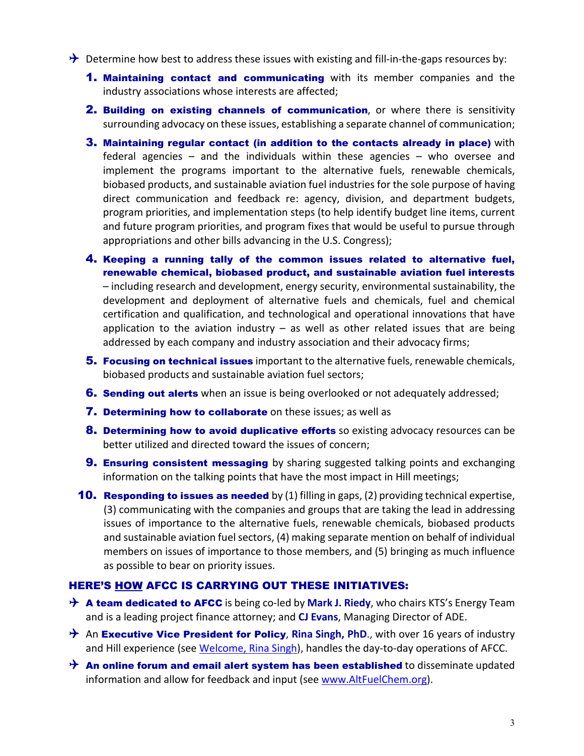- Determine how best to address these issues with existing and fill-in-the-gaps resources by:

  1. **Maintaining contact and communicating** with its member companies and the industry associations whose interests are affected;
  2. **Building on existing channels of communication**, or where there is sensitivity surrounding advocacy on these issues, establishing a separate channel of communication;
  3. **Maintaining regular contact (in addition to the contacts already in place)** with federal agencies – and the individuals within these agencies – who oversee and implement the programs important to the alternative fuels, renewable chemicals, biobased products, and sustainable aviation fuel industries for the sole purpose of having direct communication and feedback re: agency, division, and department budgets, program priorities, and implementation steps (to help identify budget line items, current and future program priorities, and program fixes that would be useful to pursue through appropriations and other bills advancing in the U.S. Congress);
  4. **Keeping a running tally of the common issues related to alternative fuel, renewable chemical, biobased product, and sustainable aviation fuel interests** – including research and development, energy security, environmental sustainability, the development and deployment of alternative fuels and chemicals, fuel and chemical certification and qualification, and technological and operational innovations that have application to the aviation industry – as well as other related issues that are being addressed by each company and industry association and their advocacy firms;
  5. **Focusing on technical issues** important to the alternative fuels, renewable chemicals, biobased products and sustainable aviation fuel sectors;
  6. **Sending out alerts** when an issue is being overlooked or not adequately addressed;
  7. **Determining how to collaborate** on these issues; as well as
  8. **Determining how to avoid duplicative efforts** so existing advocacy resources can be better utilized and directed toward the issues of concern;
  9. **Ensuring consistent messaging** by sharing suggested talking points and exchanging information on the talking points that have the most impact in Hill meetings;
  10. **Responding to issues as needed** by (1) filling in gaps, (2) providing technical expertise, (3) communicating with the companies and groups that are taking the lead in addressing issues of importance to the alternative fuels, renewable chemicals, biobased products and sustainable aviation fuel sectors, (4) making separate mention on behalf of individual members on issues of importance to those members, and (5) bringing as much influence as possible to bear on priority issues.

## HERE'S HOW AFCC IS CARRYING OUT THESE INITIATIVES:

- **A team dedicated to AFCC** is being co-led by **Mark J. Riedy**, who chairs KTS's Energy Team and is a leading project finance attorney; and **CJ Evans**, Managing Director of ADE.
- An **Executive Vice President for Policy**, **Rina Singh, PhD.**, with over 16 years of industry and Hill experience (see Welcome, Rina Singh), handles the day-to-day operations of AFCC.
- **An online forum and email alert system has been established** to disseminate updated information and allow for feedback and input (see www.AltFuelChem.org).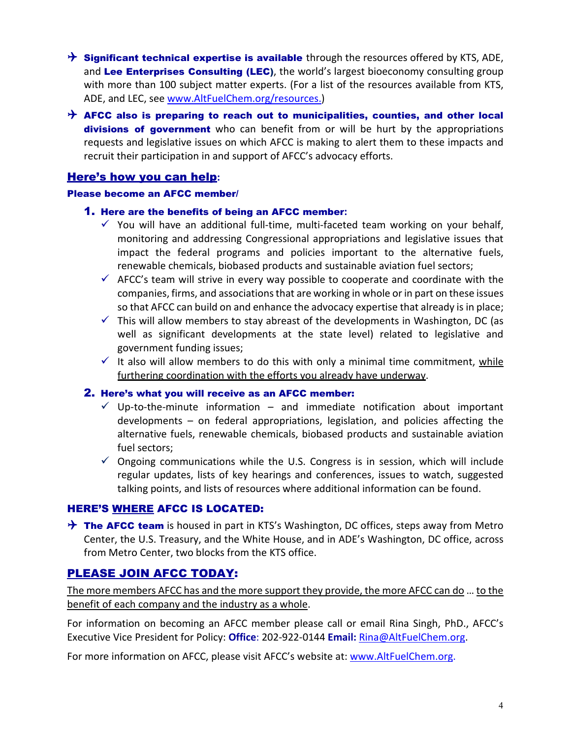- ✈ **Significant technical expertise is available** through the resources offered by KTS, ADE, and **Lee Enterprises Consulting (LEC)**, the world's largest bioeconomy consulting group with more than 100 subject matter experts. (For a list of the resources available from KTS, ADE, and LEC, see www.AltFuelChem.org/resources.)
- ✈ **AFCC also is preparing to reach out to municipalities, counties, and other local divisions of government** who can benefit from or will be hurt by the appropriations requests and legislative issues on which AFCC is making to alert them to these impacts and recruit their participation in and support of AFCC's advocacy efforts.

## Here's how you can help:

### Please become an AFCC member/

1. **Here are the benefits of being an AFCC member:**
   - ✓ You will have an additional full-time, multi-faceted team working on your behalf, monitoring and addressing Congressional appropriations and legislative issues that impact the federal programs and policies important to the alternative fuels, renewable chemicals, biobased products and sustainable aviation fuel sectors;
   - ✓ AFCC's team will strive in every way possible to cooperate and coordinate with the companies, firms, and associations that are working in whole or in part on these issues so that AFCC can build on and enhance the advocacy expertise that already is in place;
   - ✓ This will allow members to stay abreast of the developments in Washington, DC (as well as significant developments at the state level) related to legislative and government funding issues;
   - ✓ It also will allow members to do this with only a minimal time commitment, while furthering coordination with the efforts you already have underway.
2. **Here's what you will receive as an AFCC member:**
   - ✓ Up-to-the-minute information – and immediate notification about important developments – on federal appropriations, legislation, and policies affecting the alternative fuels, renewable chemicals, biobased products and sustainable aviation fuel sectors;
   - ✓ Ongoing communications while the U.S. Congress is in session, which will include regular updates, lists of key hearings and conferences, issues to watch, suggested talking points, and lists of resources where additional information can be found.

## HERE'S WHERE AFCC IS LOCATED:

- ✈ **The AFCC team** is housed in part in KTS's Washington, DC offices, steps away from Metro Center, the U.S. Treasury, and the White House, and in ADE's Washington, DC office, across from Metro Center, two blocks from the KTS office.

## PLEASE JOIN AFCC TODAY:

The more members AFCC has and the more support they provide, the more AFCC can do … to the benefit of each company and the industry as a whole.

For information on becoming an AFCC member please call or email Rina Singh, PhD., AFCC's Executive Vice President for Policy: **Office**: 202-922-0144 **Email:** Rina@AltFuelChem.org.

For more information on AFCC, please visit AFCC's website at: www.AltFuelChem.org.